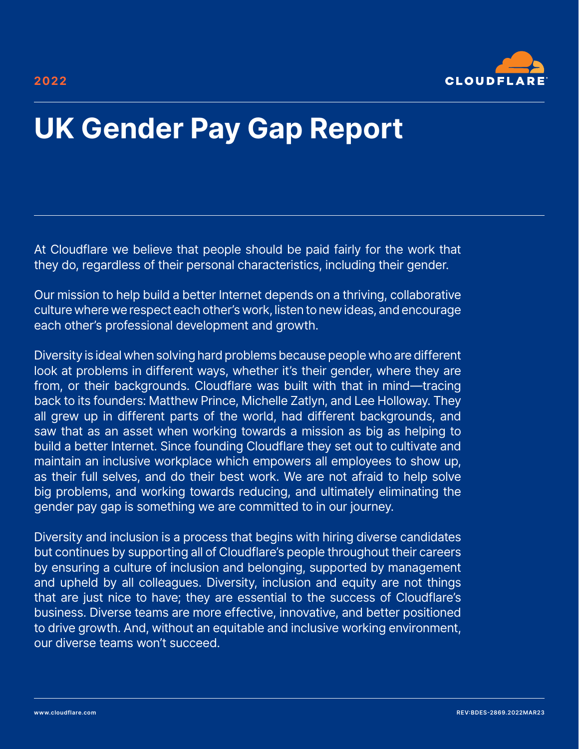2022

# UK Gender Pay Gap Report

At Cloudflare we believe that people should be paid fairly for the work that they do, regardless of their personal characteristics, including their gender.

Our mission to help build a better Internet depends on a thriving, collaborative culture where we respect each other's work, listen to new ideas, and encourage each other's professional development and growth.

Diversity is ideal when solving hard problems because people who are different look at problems in different ways, whether it's their gender, where they are from, or their backgrounds. Cloudflare was built with that in mind—tracing back to its founders: Matthew Prince, Michelle Zatlyn, and Lee Holloway. They all grew up in different parts of the world, had different backgrounds, and saw that as an asset when working towards a mission as big as helping to build a better Internet. Since founding Cloudflare they set out to cultivate and maintain an inclusive workplace which empowers all employees to show up, as their full selves, and do their best work. We are not afraid to help solve big problems, and working towards reducing, and ultimately eliminating the gender pay gap is something we are committed to in our journey.

Diversity and inclusion is a process that begins with hiring diverse candidates but continues by supporting all of Cloudflare's people throughout their careers by ensuring a culture of inclusion and belonging, supported by management and upheld by all colleagues. Diversity, inclusion and equity are not things that are just nice to have; they are essential to the success of Cloudflare's business. Diverse teams are more effective, innovative, and better positioned to drive growth. And, without an equitable and inclusive working environment, our diverse teams won't succeed.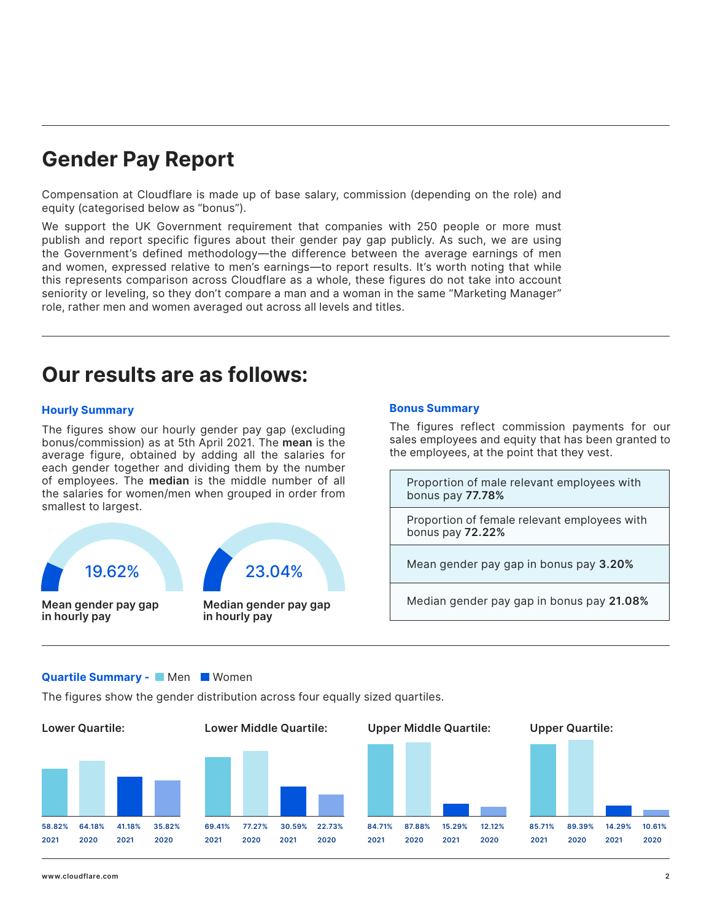# Gender Pay Report

Compensation at Cloudflare is made up of base salary, commission (depending on the role) and equity (categorised below as "bonus").

We support the UK Government requirement that companies with 250 people or more must publish and report specific figures about their gender pay gap publicly. As such, we are using the Government's defined methodology—the difference between the average earnings of men and women, expressed relative to men's earnings—to report results. It's worth noting that while this represents comparison across Cloudflare as a whole, these figures do not take into account seniority or leveling, so they don't compare a man and a woman in the same "Marketing Manager" role, rather men and women averaged out across all levels and titles.

# Our results are as follows:

### Hourly Summary

The figures show our hourly gender pay gap (excluding bonus/commission) as at 5th April 2021. The **mean** is the average figure, obtained by adding all the salaries for each gender together and dividing them by the number of employees. The **median** is the middle number of all the salaries for women/men when grouped in order from smallest to largest.

**19.62%**
**Mean gender pay gap in hourly pay**

**23.04%**
**Median gender pay gap in hourly pay**

### Bonus Summary

The figures reflect commission payments for our sales employees and equity that has been granted to the employees, at the point that they vest.

| |
|---|
| Proportion of male relevant employees with bonus pay **77.78%** |
| Proportion of female relevant employees with bonus pay **72.22%** |
| Mean gender pay gap in bonus pay **3.20%** |
| Median gender pay gap in bonus pay **21.08%** |

### Quartile Summary - Men / Women

The figures show the gender distribution across four equally sized quartiles.

| Quartile | Men 2021 | Men 2020 | Women 2021 | Women 2020 |
|---|---|---|---|---|
| Lower Quartile | 58.82% | 64.18% | 41.18% | 35.82% |
| Lower Middle Quartile | 69.41% | 77.27% | 30.59% | 22.73% |
| Upper Middle Quartile | 84.71% | 87.88% | 15.29% | 12.12% |
| Upper Quartile | 85.71% | 89.39% | 14.29% | 10.61% |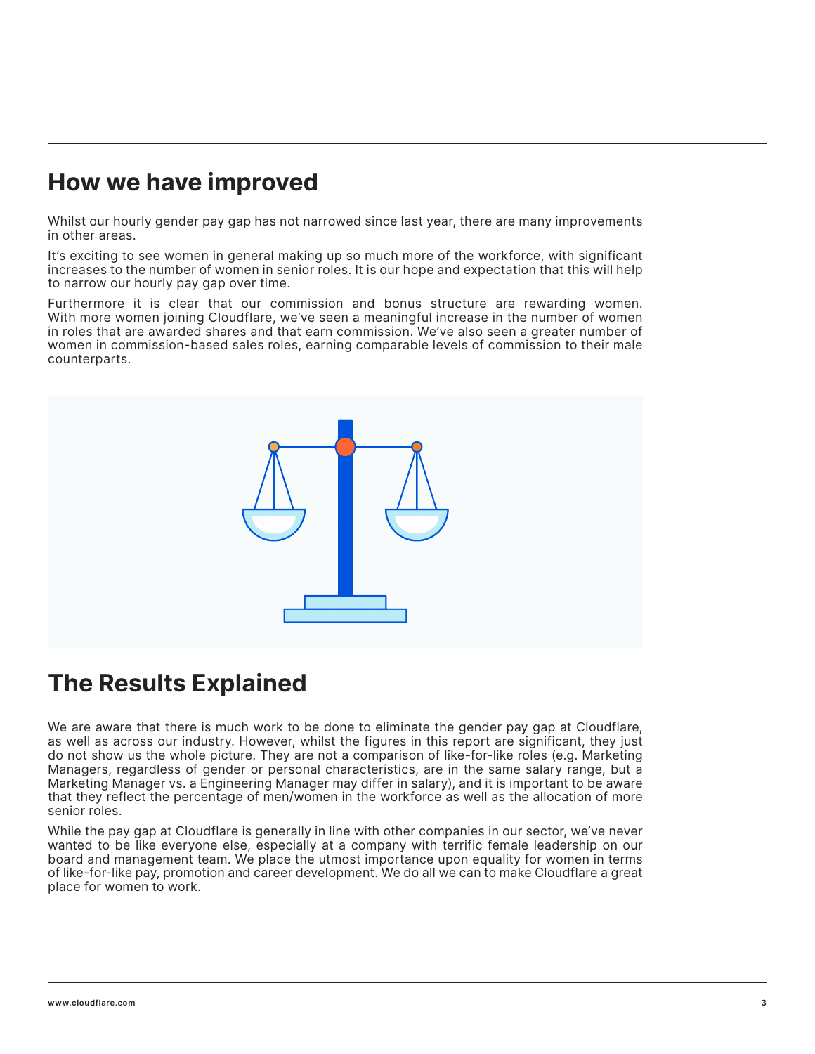## How we have improved

Whilst our hourly gender pay gap has not narrowed since last year, there are many improvements in other areas.

It's exciting to see women in general making up so much more of the workforce, with significant increases to the number of women in senior roles. It is our hope and expectation that this will help to narrow our hourly pay gap over time.

Furthermore it is clear that our commission and bonus structure are rewarding women. With more women joining Cloudflare, we've seen a meaningful increase in the number of women in roles that are awarded shares and that earn commission. We've also seen a greater number of women in commission-based sales roles, earning comparable levels of commission to their male counterparts.

## The Results Explained

We are aware that there is much work to be done to eliminate the gender pay gap at Cloudflare, as well as across our industry. However, whilst the figures in this report are significant, they just do not show us the whole picture. They are not a comparison of like-for-like roles (e.g. Marketing Managers, regardless of gender or personal characteristics, are in the same salary range, but a Marketing Manager vs. a Engineering Manager may differ in salary), and it is important to be aware that they reflect the percentage of men/women in the workforce as well as the allocation of more senior roles.

While the pay gap at Cloudflare is generally in line with other companies in our sector, we've never wanted to be like everyone else, especially at a company with terrific female leadership on our board and management team. We place the utmost importance upon equality for women in terms of like-for-like pay, promotion and career development. We do all we can to make Cloudflare a great place for women to work.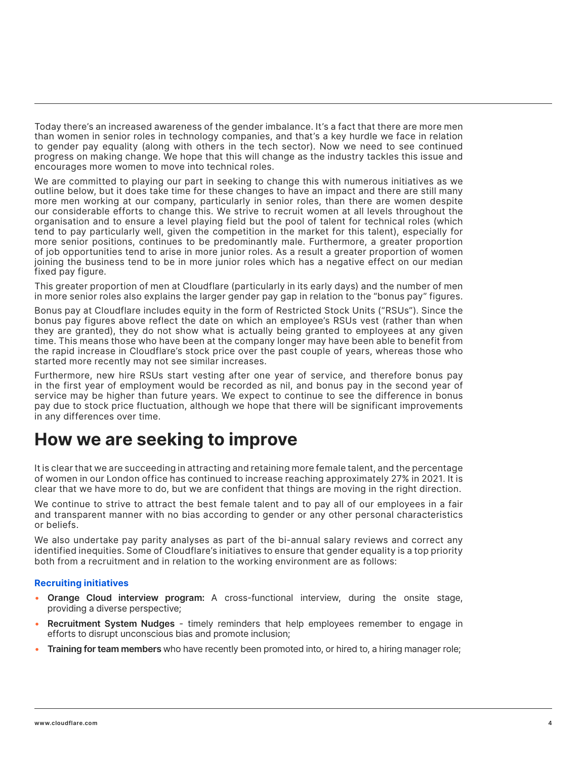Today there's an increased awareness of the gender imbalance. It's a fact that there are more men than women in senior roles in technology companies, and that's a key hurdle we face in relation to gender pay equality (along with others in the tech sector). Now we need to see continued progress on making change. We hope that this will change as the industry tackles this issue and encourages more women to move into technical roles.

We are committed to playing our part in seeking to change this with numerous initiatives as we outline below, but it does take time for these changes to have an impact and there are still many more men working at our company, particularly in senior roles, than there are women despite our considerable efforts to change this. We strive to recruit women at all levels throughout the organisation and to ensure a level playing field but the pool of talent for technical roles (which tend to pay particularly well, given the competition in the market for this talent), especially for more senior positions, continues to be predominantly male. Furthermore, a greater proportion of job opportunities tend to arise in more junior roles. As a result a greater proportion of women joining the business tend to be in more junior roles which has a negative effect on our median fixed pay figure.

This greater proportion of men at Cloudflare (particularly in its early days) and the number of men in more senior roles also explains the larger gender pay gap in relation to the "bonus pay" figures.

Bonus pay at Cloudflare includes equity in the form of Restricted Stock Units ("RSUs"). Since the bonus pay figures above reflect the date on which an employee's RSUs vest (rather than when they are granted), they do not show what is actually being granted to employees at any given time. This means those who have been at the company longer may have been able to benefit from the rapid increase in Cloudflare's stock price over the past couple of years, whereas those who started more recently may not see similar increases.

Furthermore, new hire RSUs start vesting after one year of service, and therefore bonus pay in the first year of employment would be recorded as nil, and bonus pay in the second year of service may be higher than future years. We expect to continue to see the difference in bonus pay due to stock price fluctuation, although we hope that there will be significant improvements in any differences over time.

# How we are seeking to improve

It is clear that we are succeeding in attracting and retaining more female talent, and the percentage of women in our London office has continued to increase reaching approximately 27% in 2021. It is clear that we have more to do, but we are confident that things are moving in the right direction.

We continue to strive to attract the best female talent and to pay all of our employees in a fair and transparent manner with no bias according to gender or any other personal characteristics or beliefs.

We also undertake pay parity analyses as part of the bi-annual salary reviews and correct any identified inequities. Some of Cloudflare's initiatives to ensure that gender equality is a top priority both from a recruitment and in relation to the working environment are as follows:

### Recruiting initiatives

- **Orange Cloud interview program:** A cross-functional interview, during the onsite stage, providing a diverse perspective;
- **Recruitment System Nudges** - timely reminders that help employees remember to engage in efforts to disrupt unconscious bias and promote inclusion;
- **Training for team members** who have recently been promoted into, or hired to, a hiring manager role;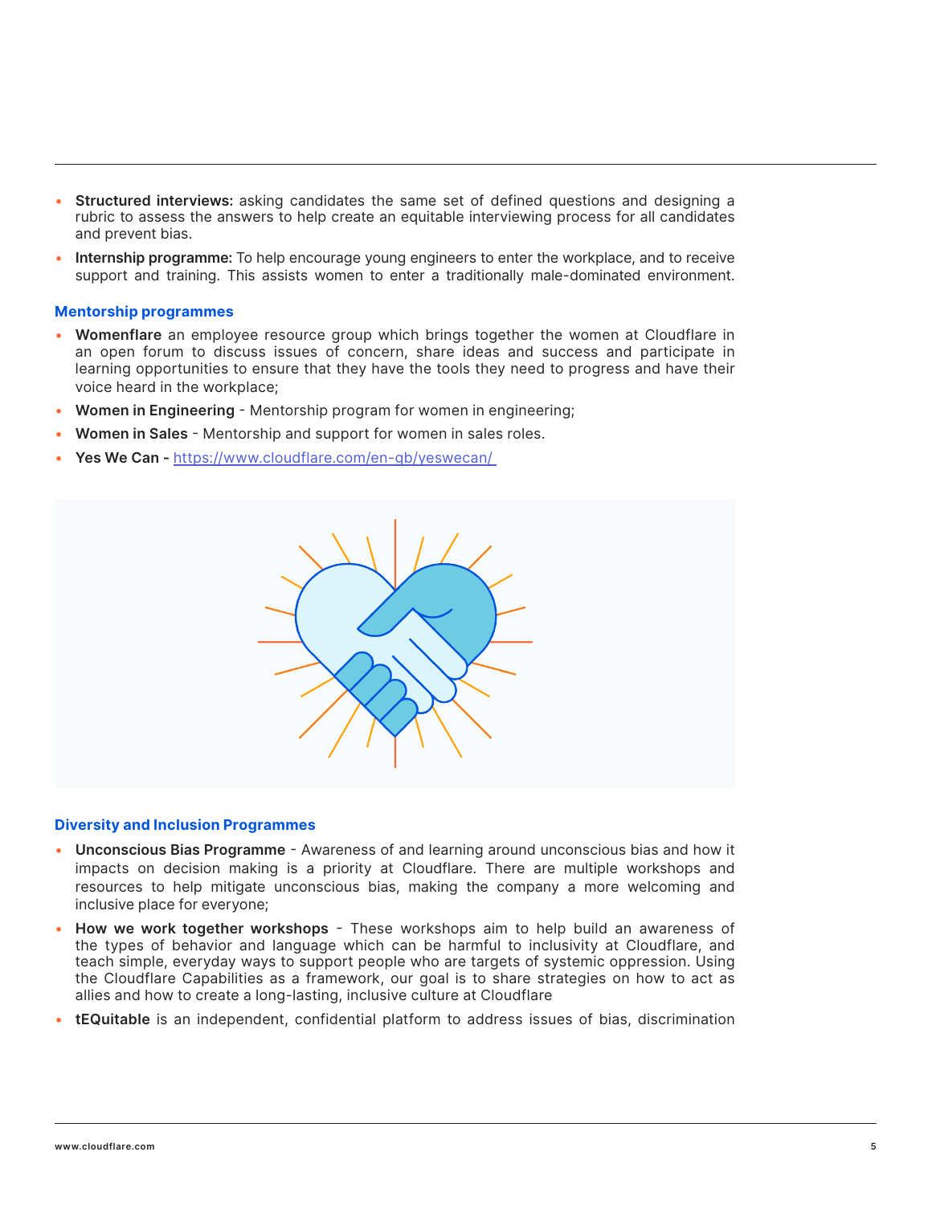- **Structured interviews:** asking candidates the same set of defined questions and designing a rubric to assess the answers to help create an equitable interviewing process for all candidates and prevent bias.
- **Internship programme:** To help encourage young engineers to enter the workplace, and to receive support and training. This assists women to enter a traditionally male-dominated environment.

### Mentorship programmes

- **Womenflare** an employee resource group which brings together the women at Cloudflare in an open forum to discuss issues of concern, share ideas and success and participate in learning opportunities to ensure that they have the tools they need to progress and have their voice heard in the workplace;
- **Women in Engineering** - Mentorship program for women in engineering;
- **Women in Sales** - Mentorship and support for women in sales roles.
- **Yes We Can -** https://www.cloudflare.com/en-gb/yeswecan/

### Diversity and Inclusion Programmes

- **Unconscious Bias Programme** - Awareness of and learning around unconscious bias and how it impacts on decision making is a priority at Cloudflare. There are multiple workshops and resources to help mitigate unconscious bias, making the company a more welcoming and inclusive place for everyone;
- **How we work together workshops** - These workshops aim to help build an awareness of the types of behavior and language which can be harmful to inclusivity at Cloudflare, and teach simple, everyday ways to support people who are targets of systemic oppression. Using the Cloudflare Capabilities as a framework, our goal is to share strategies on how to act as allies and how to create a long-lasting, inclusive culture at Cloudflare
- **tEQuitable** is an independent, confidential platform to address issues of bias, discrimination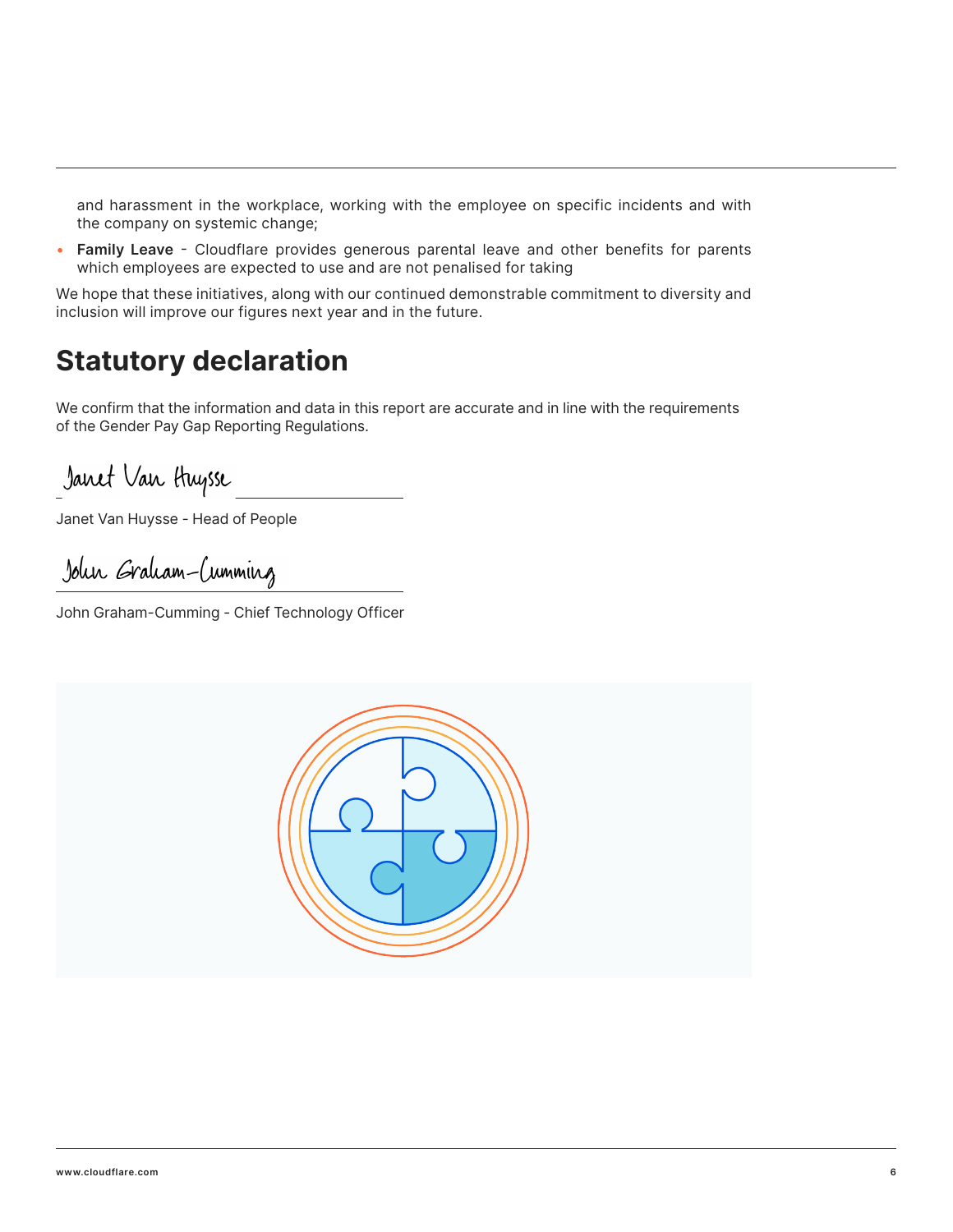and harassment in the workplace, working with the employee on specific incidents and with the company on systemic change;

- **Family Leave** - Cloudflare provides generous parental leave and other benefits for parents which employees are expected to use and are not penalised for taking

We hope that these initiatives, along with our continued demonstrable commitment to diversity and inclusion will improve our figures next year and in the future.

## Statutory declaration

We confirm that the information and data in this report are accurate and in line with the requirements of the Gender Pay Gap Reporting Regulations.

Janet Van Huysse - Head of People

John Graham-Cumming - Chief Technology Officer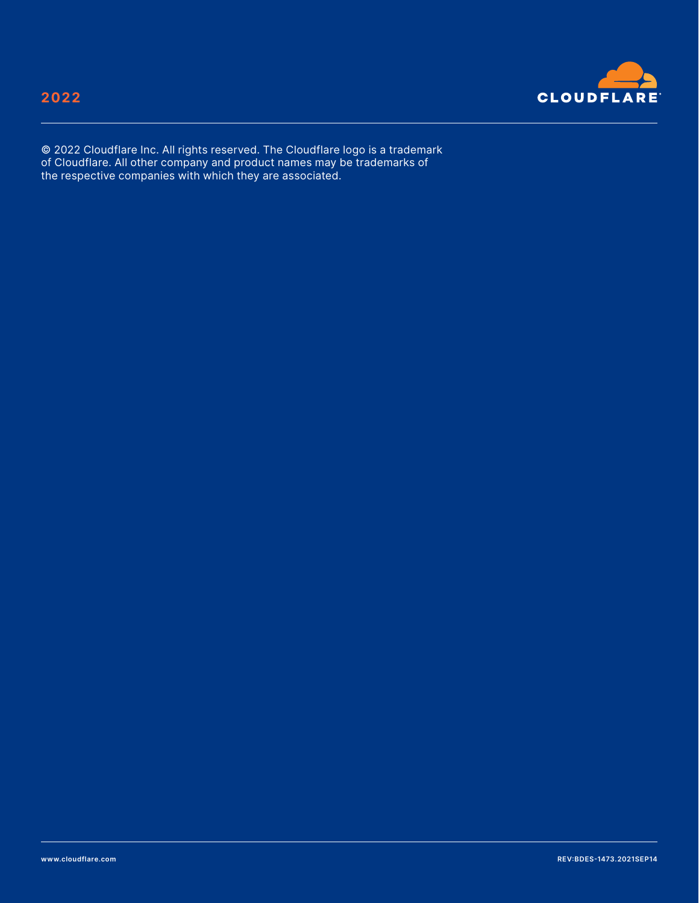2022

CLOUDFLARE

© 2022 Cloudflare Inc. All rights reserved. The Cloudflare logo is a trademark of Cloudflare. All other company and product names may be trademarks of the respective companies with which they are associated.

www.cloudflare.com

REV:BDES-1473.2021SEP14